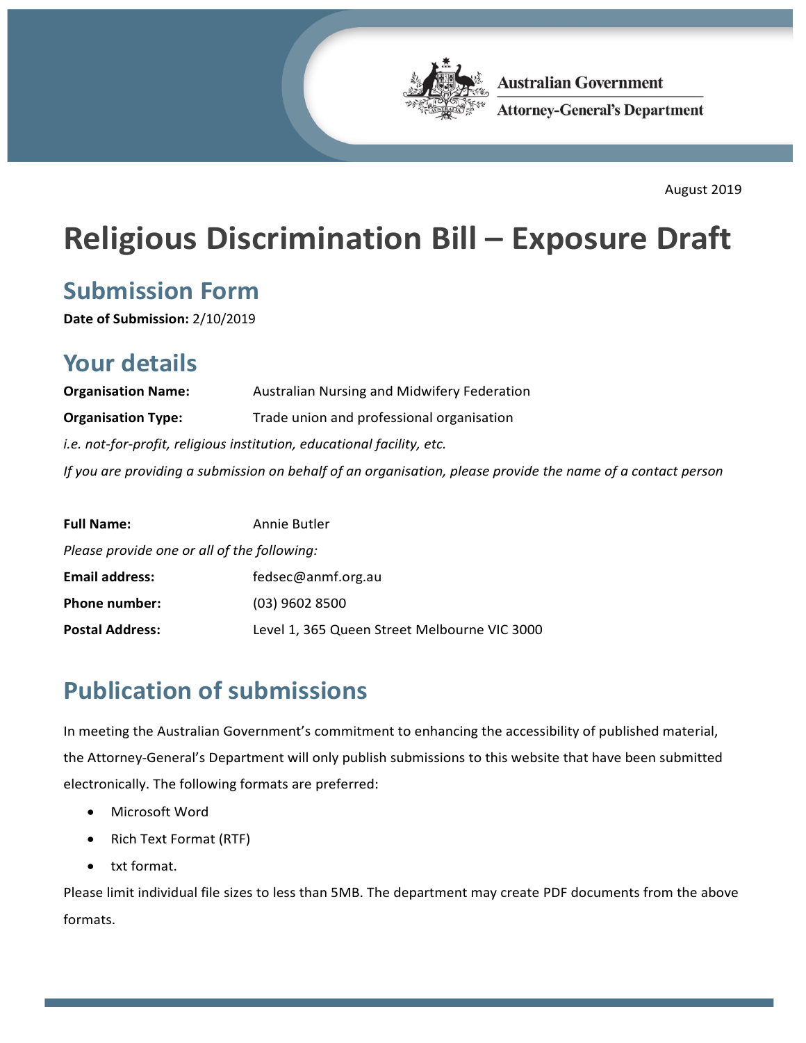Australian Government
Attorney-General's Department

August 2019

# Religious Discrimination Bill – Exposure Draft

## Submission Form

**Date of Submission:** 2/10/2019

## Your details

**Organisation Name:** Australian Nursing and Midwifery Federation

**Organisation Type:** Trade union and professional organisation

*i.e. not-for-profit, religious institution, educational facility, etc.*

*If you are providing a submission on behalf of an organisation, please provide the name of a contact person*

**Full Name:** Annie Butler

*Please provide one or all of the following:*

**Email address:** fedsec@anmf.org.au

**Phone number:** (03) 9602 8500

**Postal Address:** Level 1, 365 Queen Street Melbourne VIC 3000

## Publication of submissions

In meeting the Australian Government's commitment to enhancing the accessibility of published material, the Attorney-General's Department will only publish submissions to this website that have been submitted electronically. The following formats are preferred:

- Microsoft Word
- Rich Text Format (RTF)
- txt format.

Please limit individual file sizes to less than 5MB. The department may create PDF documents from the above formats.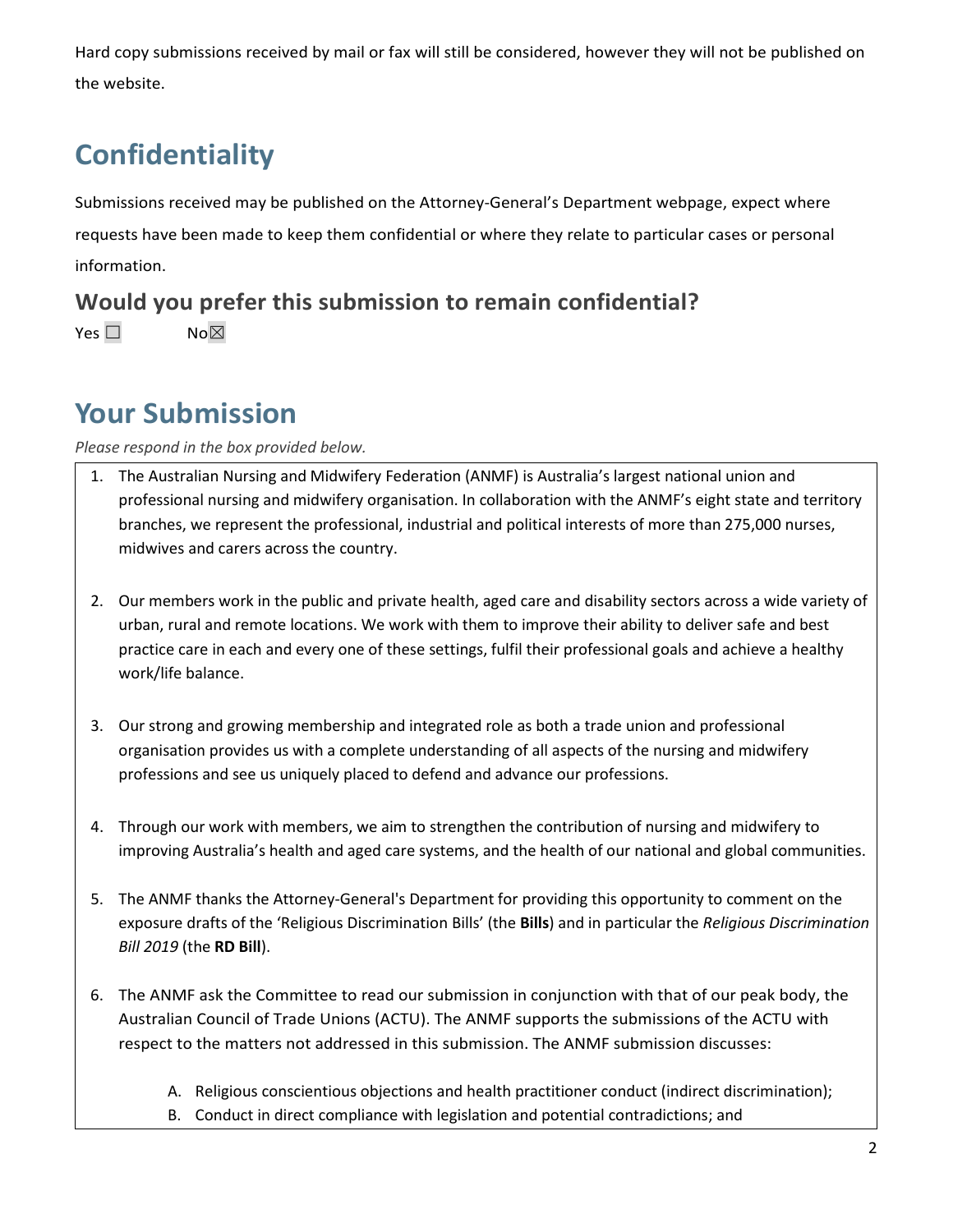Hard copy submissions received by mail or fax will still be considered, however they will not be published on the website.

## Confidentiality

Submissions received may be published on the Attorney-General's Department webpage, expect where requests have been made to keep them confidential or where they relate to particular cases or personal information.

### Would you prefer this submission to remain confidential?

Yes ☐ No☒

## Your Submission

*Please respond in the box provided below.*

1. The Australian Nursing and Midwifery Federation (ANMF) is Australia's largest national union and professional nursing and midwifery organisation. In collaboration with the ANMF's eight state and territory branches, we represent the professional, industrial and political interests of more than 275,000 nurses, midwives and carers across the country.

2. Our members work in the public and private health, aged care and disability sectors across a wide variety of urban, rural and remote locations. We work with them to improve their ability to deliver safe and best practice care in each and every one of these settings, fulfil their professional goals and achieve a healthy work/life balance.

3. Our strong and growing membership and integrated role as both a trade union and professional organisation provides us with a complete understanding of all aspects of the nursing and midwifery professions and see us uniquely placed to defend and advance our professions.

4. Through our work with members, we aim to strengthen the contribution of nursing and midwifery to improving Australia's health and aged care systems, and the health of our national and global communities.

5. The ANMF thanks the Attorney-General's Department for providing this opportunity to comment on the exposure drafts of the 'Religious Discrimination Bills' (the **Bills**) and in particular the *Religious Discrimination Bill 2019* (the **RD Bill**).

6. The ANMF ask the Committee to read our submission in conjunction with that of our peak body, the Australian Council of Trade Unions (ACTU). The ANMF supports the submissions of the ACTU with respect to the matters not addressed in this submission. The ANMF submission discusses:

    A. Religious conscientious objections and health practitioner conduct (indirect discrimination);
    B. Conduct in direct compliance with legislation and potential contradictions; and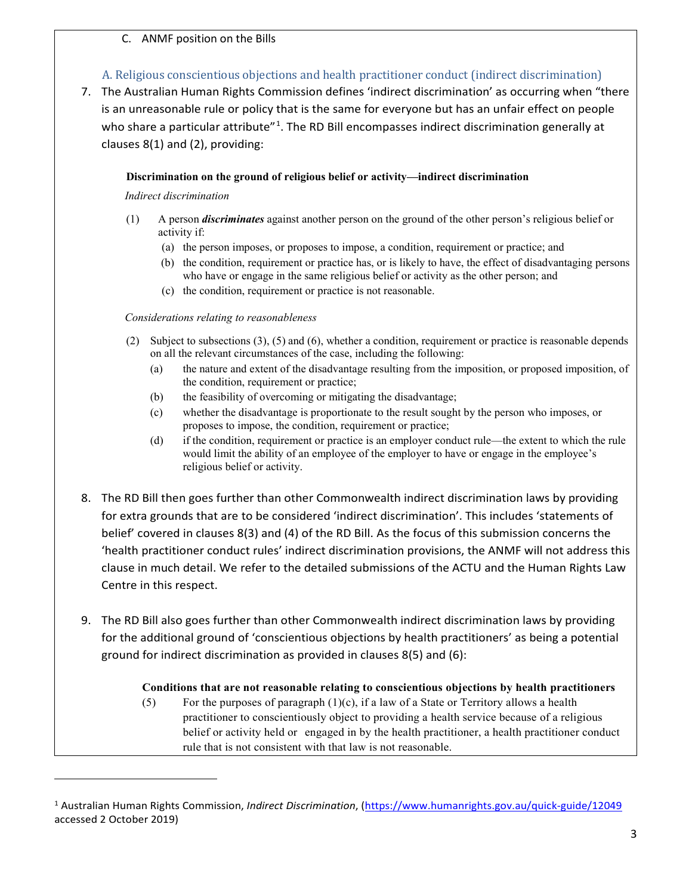C. ANMF position on the Bills

### A. Religious conscientious objections and health practitioner conduct (indirect discrimination)

7. The Australian Human Rights Commission defines 'indirect discrimination' as occurring when "there is an unreasonable rule or policy that is the same for everyone but has an unfair effect on people who share a particular attribute"[1]. The RD Bill encompasses indirect discrimination generally at clauses 8(1) and (2), providing:

   **Discrimination on the ground of religious belief or activity—indirect discrimination**

   *Indirect discrimination*

   (1) A person ***discriminates*** against another person on the ground of the other person's religious belief or activity if:
   - (a) the person imposes, or proposes to impose, a condition, requirement or practice; and
   - (b) the condition, requirement or practice has, or is likely to have, the effect of disadvantaging persons who have or engage in the same religious belief or activity as the other person; and
   - (c) the condition, requirement or practice is not reasonable.

   *Considerations relating to reasonableness*

   (2) Subject to subsections (3), (5) and (6), whether a condition, requirement or practice is reasonable depends on all the relevant circumstances of the case, including the following:
   - (a) the nature and extent of the disadvantage resulting from the imposition, or proposed imposition, of the condition, requirement or practice;
   - (b) the feasibility of overcoming or mitigating the disadvantage;
   - (c) whether the disadvantage is proportionate to the result sought by the person who imposes, or proposes to impose, the condition, requirement or practice;
   - (d) if the condition, requirement or practice is an employer conduct rule—the extent to which the rule would limit the ability of an employee of the employer to have or engage in the employee's religious belief or activity.

8. The RD Bill then goes further than other Commonwealth indirect discrimination laws by providing for extra grounds that are to be considered 'indirect discrimination'. This includes 'statements of belief' covered in clauses 8(3) and (4) of the RD Bill. As the focus of this submission concerns the 'health practitioner conduct rules' indirect discrimination provisions, the ANMF will not address this clause in much detail. We refer to the detailed submissions of the ACTU and the Human Rights Law Centre in this respect.

9. The RD Bill also goes further than other Commonwealth indirect discrimination laws by providing for the additional ground of 'conscientious objections by health practitioners' as being a potential ground for indirect discrimination as provided in clauses 8(5) and (6):

   **Conditions that are not reasonable relating to conscientious objections by health practitioners**

   (5) For the purposes of paragraph (1)(c), if a law of a State or Territory allows a health practitioner to conscientiously object to providing a health service because of a religious belief or activity held or engaged in by the health practitioner, a health practitioner conduct rule that is not consistent with that law is not reasonable.

---

[1] Australian Human Rights Commission, *Indirect Discrimination*, (https://www.humanrights.gov.au/quick-guide/12049 accessed 2 October 2019)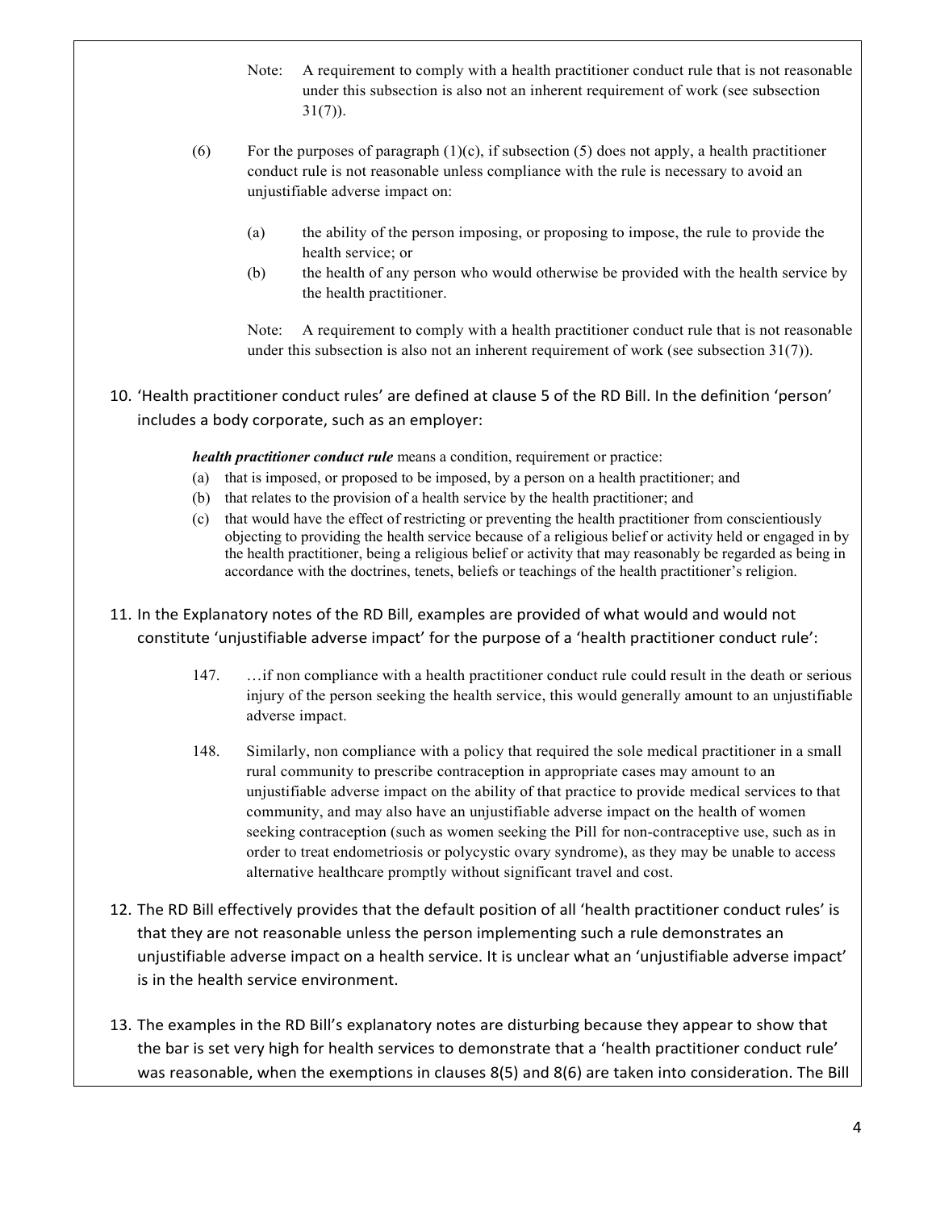> Note: A requirement to comply with a health practitioner conduct rule that is not reasonable under this subsection is also not an inherent requirement of work (see subsection 31(7)).
>
> (6) For the purposes of paragraph (1)(c), if subsection (5) does not apply, a health practitioner conduct rule is not reasonable unless compliance with the rule is necessary to avoid an unjustifiable adverse impact on:
>
> (a) the ability of the person imposing, or proposing to impose, the rule to provide the health service; or
>
> (b) the health of any person who would otherwise be provided with the health service by the health practitioner.
>
> Note: A requirement to comply with a health practitioner conduct rule that is not reasonable under this subsection is also not an inherent requirement of work (see subsection 31(7)).

10. 'Health practitioner conduct rules' are defined at clause 5 of the RD Bill. In the definition 'person' includes a body corporate, such as an employer:

> ***health practitioner conduct rule*** means a condition, requirement or practice:
>
> (a) that is imposed, or proposed to be imposed, by a person on a health practitioner; and
>
> (b) that relates to the provision of a health service by the health practitioner; and
>
> (c) that would have the effect of restricting or preventing the health practitioner from conscientiously objecting to providing the health service because of a religious belief or activity held or engaged in by the health practitioner, being a religious belief or activity that may reasonably be regarded as being in accordance with the doctrines, tenets, beliefs or teachings of the health practitioner's religion.

11. In the Explanatory notes of the RD Bill, examples are provided of what would and would not constitute 'unjustifiable adverse impact' for the purpose of a 'health practitioner conduct rule':

> 147. …if non compliance with a health practitioner conduct rule could result in the death or serious injury of the person seeking the health service, this would generally amount to an unjustifiable adverse impact.
>
> 148. Similarly, non compliance with a policy that required the sole medical practitioner in a small rural community to prescribe contraception in appropriate cases may amount to an unjustifiable adverse impact on the ability of that practice to provide medical services to that community, and may also have an unjustifiable adverse impact on the health of women seeking contraception (such as women seeking the Pill for non-contraceptive use, such as in order to treat endometriosis or polycystic ovary syndrome), as they may be unable to access alternative healthcare promptly without significant travel and cost.

12. The RD Bill effectively provides that the default position of all 'health practitioner conduct rules' is that they are not reasonable unless the person implementing such a rule demonstrates an unjustifiable adverse impact on a health service. It is unclear what an 'unjustifiable adverse impact' is in the health service environment.

13. The examples in the RD Bill's explanatory notes are disturbing because they appear to show that the bar is set very high for health services to demonstrate that a 'health practitioner conduct rule' was reasonable, when the exemptions in clauses 8(5) and 8(6) are taken into consideration. The Bill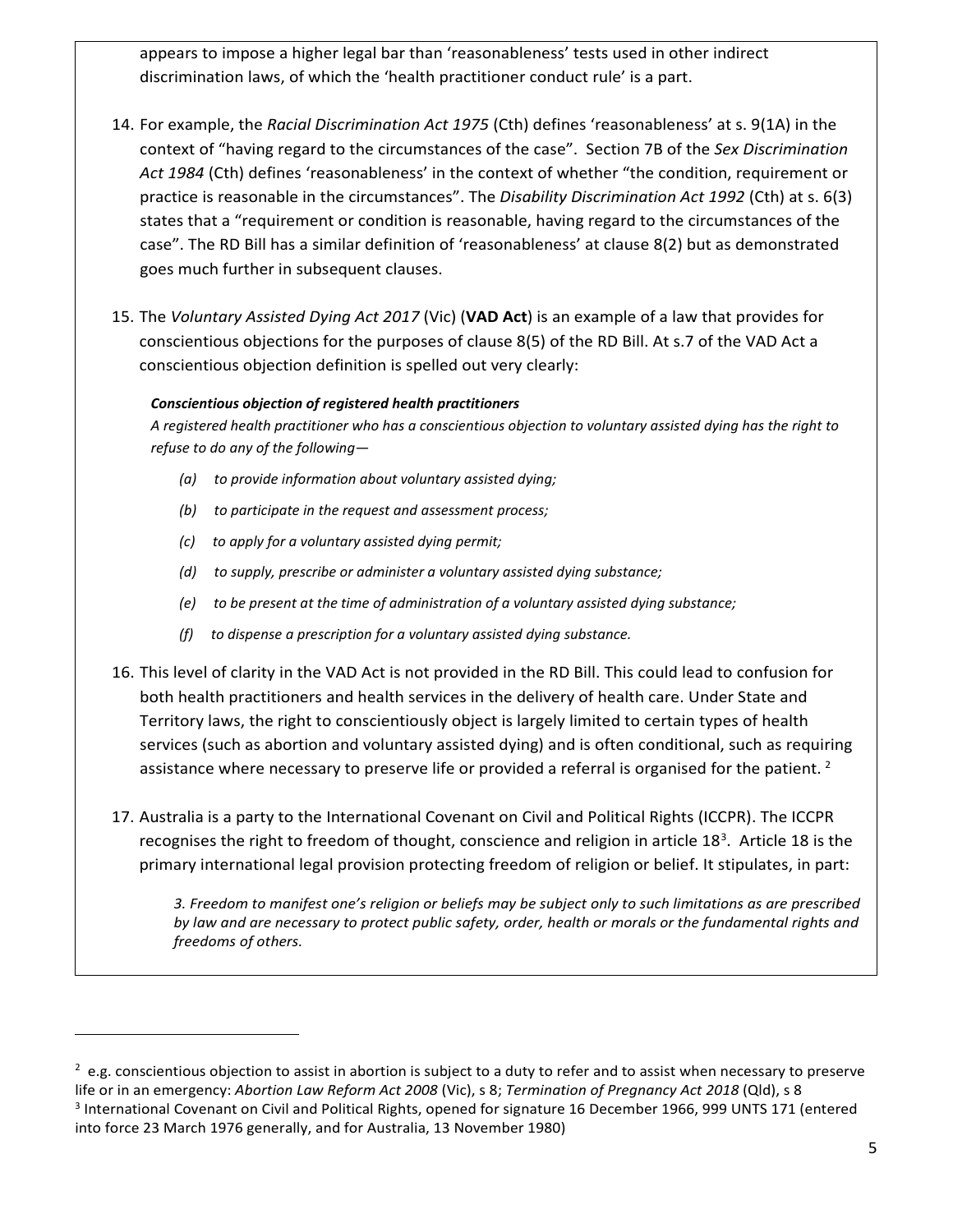appears to impose a higher legal bar than 'reasonableness' tests used in other indirect discrimination laws, of which the 'health practitioner conduct rule' is a part.

14. For example, the *Racial Discrimination Act 1975* (Cth) defines 'reasonableness' at s. 9(1A) in the context of "having regard to the circumstances of the case". Section 7B of the *Sex Discrimination Act 1984* (Cth) defines 'reasonableness' in the context of whether "the condition, requirement or practice is reasonable in the circumstances". The *Disability Discrimination Act 1992* (Cth) at s. 6(3) states that a "requirement or condition is reasonable, having regard to the circumstances of the case". The RD Bill has a similar definition of 'reasonableness' at clause 8(2) but as demonstrated goes much further in subsequent clauses.

15. The *Voluntary Assisted Dying Act 2017* (Vic) (**VAD Act**) is an example of a law that provides for conscientious objections for the purposes of clause 8(5) of the RD Bill. At s.7 of the VAD Act a conscientious objection definition is spelled out very clearly:

    ***Conscientious objection of registered health practitioners***

    *A registered health practitioner who has a conscientious objection to voluntary assisted dying has the right to refuse to do any of the following—*

    *(a) to provide information about voluntary assisted dying;*

    *(b) to participate in the request and assessment process;*

    *(c) to apply for a voluntary assisted dying permit;*

    *(d) to supply, prescribe or administer a voluntary assisted dying substance;*

    *(e) to be present at the time of administration of a voluntary assisted dying substance;*

    *(f) to dispense a prescription for a voluntary assisted dying substance.*

16. This level of clarity in the VAD Act is not provided in the RD Bill. This could lead to confusion for both health practitioners and health services in the delivery of health care. Under State and Territory laws, the right to conscientiously object is largely limited to certain types of health services (such as abortion and voluntary assisted dying) and is often conditional, such as requiring assistance where necessary to preserve life or provided a referral is organised for the patient. [2]

17. Australia is a party to the International Covenant on Civil and Political Rights (ICCPR). The ICCPR recognises the right to freedom of thought, conscience and religion in article 18[3]. Article 18 is the primary international legal provision protecting freedom of religion or belief. It stipulates, in part:

    *3. Freedom to manifest one's religion or beliefs may be subject only to such limitations as are prescribed by law and are necessary to protect public safety, order, health or morals or the fundamental rights and freedoms of others.*

---

[2] e.g. conscientious objection to assist in abortion is subject to a duty to refer and to assist when necessary to preserve life or in an emergency: *Abortion Law Reform Act 2008* (Vic), s 8; *Termination of Pregnancy Act 2018* (Qld), s 8

[3] International Covenant on Civil and Political Rights, opened for signature 16 December 1966, 999 UNTS 171 (entered into force 23 March 1976 generally, and for Australia, 13 November 1980)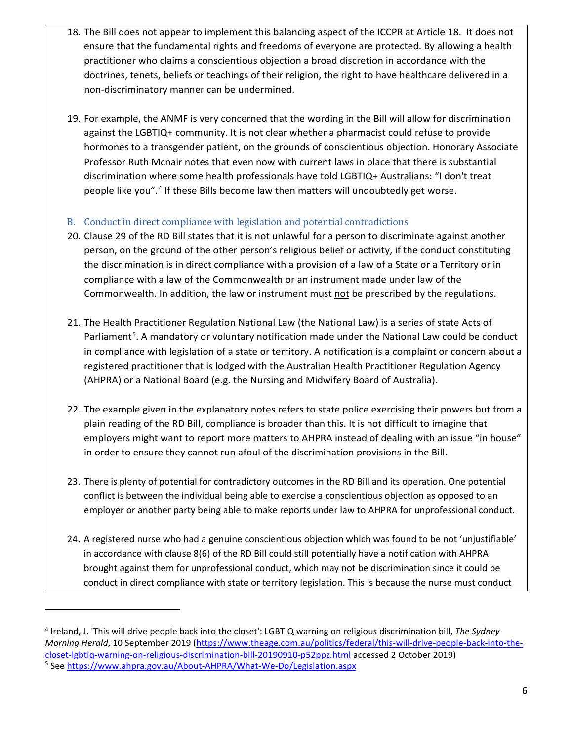18. The Bill does not appear to implement this balancing aspect of the ICCPR at Article 18. It does not ensure that the fundamental rights and freedoms of everyone are protected. By allowing a health practitioner who claims a conscientious objection a broad discretion in accordance with the doctrines, tenets, beliefs or teachings of their religion, the right to have healthcare delivered in a non-discriminatory manner can be undermined.

19. For example, the ANMF is very concerned that the wording in the Bill will allow for discrimination against the LGBTIQ+ community. It is not clear whether a pharmacist could refuse to provide hormones to a transgender patient, on the grounds of conscientious objection. Honorary Associate Professor Ruth Mcnair notes that even now with current laws in place that there is substantial discrimination where some health professionals have told LGBTIQ+ Australians: "I don't treat people like you".[4] If these Bills become law then matters will undoubtedly get worse.

## B. Conduct in direct compliance with legislation and potential contradictions

20. Clause 29 of the RD Bill states that it is not unlawful for a person to discriminate against another person, on the ground of the other person's religious belief or activity, if the conduct constituting the discrimination is in direct compliance with a provision of a law of a State or a Territory or in compliance with a law of the Commonwealth or an instrument made under law of the Commonwealth. In addition, the law or instrument must <u>not</u> be prescribed by the regulations.

21. The Health Practitioner Regulation National Law (the National Law) is a series of state Acts of Parliament[5]. A mandatory or voluntary notification made under the National Law could be conduct in compliance with legislation of a state or territory. A notification is a complaint or concern about a registered practitioner that is lodged with the Australian Health Practitioner Regulation Agency (AHPRA) or a National Board (e.g. the Nursing and Midwifery Board of Australia).

22. The example given in the explanatory notes refers to state police exercising their powers but from a plain reading of the RD Bill, compliance is broader than this. It is not difficult to imagine that employers might want to report more matters to AHPRA instead of dealing with an issue "in house" in order to ensure they cannot run afoul of the discrimination provisions in the Bill.

23. There is plenty of potential for contradictory outcomes in the RD Bill and its operation. One potential conflict is between the individual being able to exercise a conscientious objection as opposed to an employer or another party being able to make reports under law to AHPRA for unprofessional conduct.

24. A registered nurse who had a genuine conscientious objection which was found to be not 'unjustifiable' in accordance with clause 8(6) of the RD Bill could still potentially have a notification with AHPRA brought against them for unprofessional conduct, which may not be discrimination since it could be conduct in direct compliance with state or territory legislation. This is because the nurse must conduct

---

[4] Ireland, J. 'This will drive people back into the closet': LGBTIQ warning on religious discrimination bill, *The Sydney Morning Herald*, 10 September 2019 (https://www.theage.com.au/politics/federal/this-will-drive-people-back-into-the-closet-lgbtiq-warning-on-religious-discrimination-bill-20190910-p52ppz.html accessed 2 October 2019)

[5] See https://www.ahpra.gov.au/About-AHPRA/What-We-Do/Legislation.aspx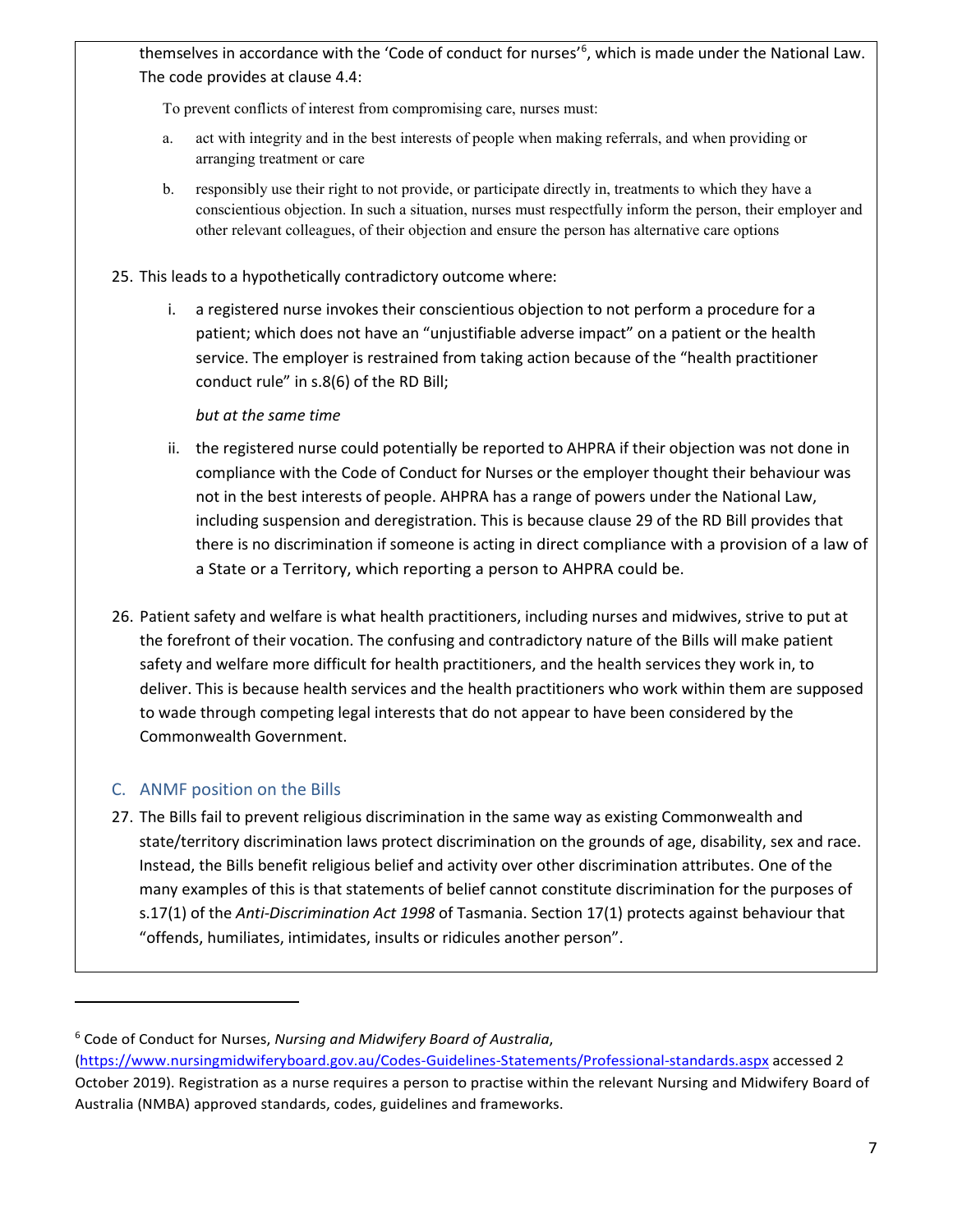themselves in accordance with the 'Code of conduct for nurses'[6], which is made under the National Law. The code provides at clause 4.4:

> To prevent conflicts of interest from compromising care, nurses must:
>
> a. act with integrity and in the best interests of people when making referrals, and when providing or arranging treatment or care
>
> b. responsibly use their right to not provide, or participate directly in, treatments to which they have a conscientious objection. In such a situation, nurses must respectfully inform the person, their employer and other relevant colleagues, of their objection and ensure the person has alternative care options

25. This leads to a hypothetically contradictory outcome where:

    i. a registered nurse invokes their conscientious objection to not perform a procedure for a patient; which does not have an "unjustifiable adverse impact" on a patient or the health service. The employer is restrained from taking action because of the "health practitioner conduct rule" in s.8(6) of the RD Bill;

       *but at the same time*

    ii. the registered nurse could potentially be reported to AHPRA if their objection was not done in compliance with the Code of Conduct for Nurses or the employer thought their behaviour was not in the best interests of people. AHPRA has a range of powers under the National Law, including suspension and deregistration. This is because clause 29 of the RD Bill provides that there is no discrimination if someone is acting in direct compliance with a provision of a law of a State or a Territory, which reporting a person to AHPRA could be.

26. Patient safety and welfare is what health practitioners, including nurses and midwives, strive to put at the forefront of their vocation. The confusing and contradictory nature of the Bills will make patient safety and welfare more difficult for health practitioners, and the health services they work in, to deliver. This is because health services and the health practitioners who work within them are supposed to wade through competing legal interests that do not appear to have been considered by the Commonwealth Government.

## C. ANMF position on the Bills

27. The Bills fail to prevent religious discrimination in the same way as existing Commonwealth and state/territory discrimination laws protect discrimination on the grounds of age, disability, sex and race. Instead, the Bills benefit religious belief and activity over other discrimination attributes. One of the many examples of this is that statements of belief cannot constitute discrimination for the purposes of s.17(1) of the *Anti-Discrimination Act 1998* of Tasmania. Section 17(1) protects against behaviour that "offends, humiliates, intimidates, insults or ridicules another person".

---

[6] Code of Conduct for Nurses, *Nursing and Midwifery Board of Australia*, (https://www.nursingmidwiferyboard.gov.au/Codes-Guidelines-Statements/Professional-standards.aspx accessed 2 October 2019). Registration as a nurse requires a person to practise within the relevant Nursing and Midwifery Board of Australia (NMBA) approved standards, codes, guidelines and frameworks.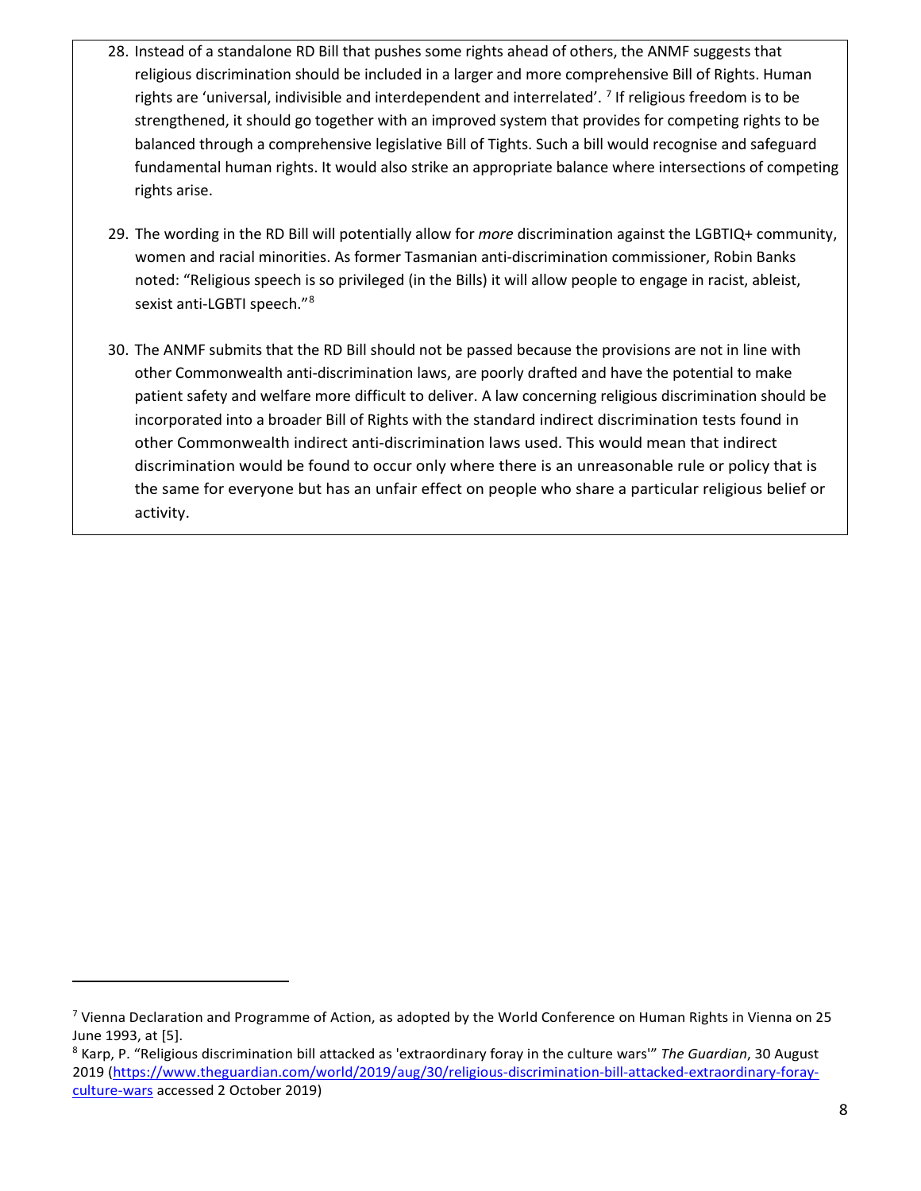28. Instead of a standalone RD Bill that pushes some rights ahead of others, the ANMF suggests that religious discrimination should be included in a larger and more comprehensive Bill of Rights. Human rights are 'universal, indivisible and interdependent and interrelated'. [7] If religious freedom is to be strengthened, it should go together with an improved system that provides for competing rights to be balanced through a comprehensive legislative Bill of Tights. Such a bill would recognise and safeguard fundamental human rights. It would also strike an appropriate balance where intersections of competing rights arise.

29. The wording in the RD Bill will potentially allow for *more* discrimination against the LGBTIQ+ community, women and racial minorities. As former Tasmanian anti-discrimination commissioner, Robin Banks noted: "Religious speech is so privileged (in the Bills) it will allow people to engage in racist, ableist, sexist anti-LGBTI speech."[8]

30. The ANMF submits that the RD Bill should not be passed because the provisions are not in line with other Commonwealth anti-discrimination laws, are poorly drafted and have the potential to make patient safety and welfare more difficult to deliver. A law concerning religious discrimination should be incorporated into a broader Bill of Rights with the standard indirect discrimination tests found in other Commonwealth indirect anti-discrimination laws used. This would mean that indirect discrimination would be found to occur only where there is an unreasonable rule or policy that is the same for everyone but has an unfair effect on people who share a particular religious belief or activity.

---

[7] Vienna Declaration and Programme of Action, as adopted by the World Conference on Human Rights in Vienna on 25 June 1993, at [5].

[8] Karp, P. "Religious discrimination bill attacked as 'extraordinary foray in the culture wars'" *The Guardian*, 30 August 2019 (https://www.theguardian.com/world/2019/aug/30/religious-discrimination-bill-attacked-extraordinary-foray-culture-wars accessed 2 October 2019)